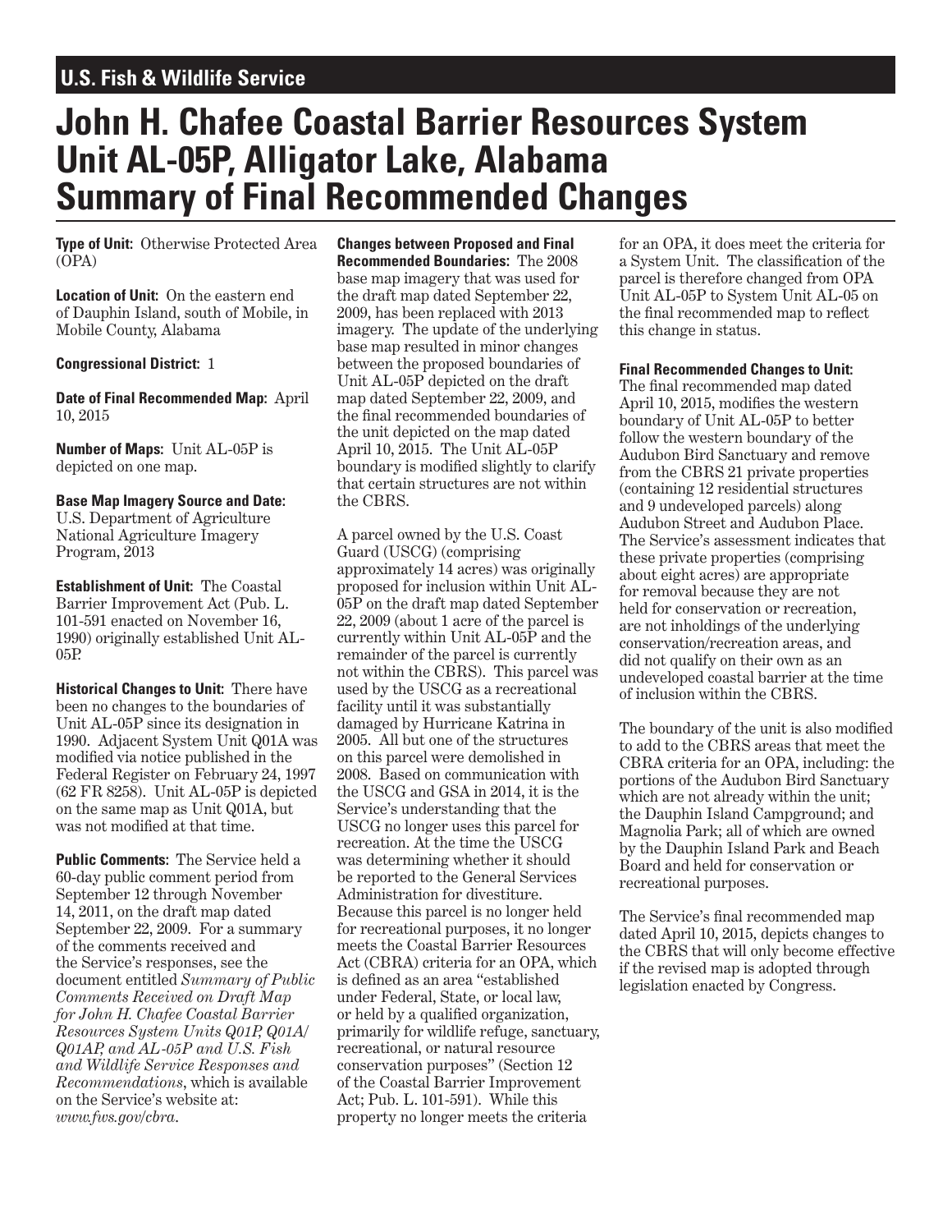U.S. Fish & Wildlife Service

# John H. Chafee Coastal Barrier Resources System Unit AL-05P, Alligator Lake, Alabama Summary of Final Recommended Changes

**Type of Unit:** Otherwise Protected Area (OPA)

**Location of Unit:** On the eastern end of Dauphin Island, south of Mobile, in Mobile County, Alabama

**Congressional District:** 1

**Date of Final Recommended Map:** April 10, 2015

**Number of Maps:** Unit AL-05P is depicted on one map.

**Base Map Imagery Source and Date:** U.S. Department of Agriculture National Agriculture Imagery Program, 2013

**Establishment of Unit:** The Coastal Barrier Improvement Act (Pub. L. 101-591 enacted on November 16, 1990) originally established Unit AL-05P.

**Historical Changes to Unit:** There have been no changes to the boundaries of Unit AL-05P since its designation in 1990. Adjacent System Unit Q01A was modified via notice published in the Federal Register on February 24, 1997 (62 FR 8258). Unit AL-05P is depicted on the same map as Unit Q01A, but was not modified at that time.

**Public Comments:** The Service held a 60-day public comment period from September 12 through November 14, 2011, on the draft map dated September 22, 2009. For a summary of the comments received and the Service's responses, see the document entitled *Summary of Public Comments Received on Draft Map for John H. Chafee Coastal Barrier Resources System Units Q01P, Q01A/Q01AP, and AL-05P and U.S. Fish and Wildlife Service Responses and Recommendations*, which is available on the Service's website at: *www.fws.gov/cbra*.

**Changes between Proposed and Final Recommended Boundaries:** The 2008 base map imagery that was used for the draft map dated September 22, 2009, has been replaced with 2013 imagery. The update of the underlying base map resulted in minor changes between the proposed boundaries of Unit AL-05P depicted on the draft map dated September 22, 2009, and the final recommended boundaries of the unit depicted on the map dated April 10, 2015. The Unit AL-05P boundary is modified slightly to clarify that certain structures are not within the CBRS.

A parcel owned by the U.S. Coast Guard (USCG) (comprising approximately 14 acres) was originally proposed for inclusion within Unit AL-05P on the draft map dated September 22, 2009 (about 1 acre of the parcel is currently within Unit AL-05P and the remainder of the parcel is currently not within the CBRS). This parcel was used by the USCG as a recreational facility until it was substantially damaged by Hurricane Katrina in 2005. All but one of the structures on this parcel were demolished in 2008. Based on communication with the USCG and GSA in 2014, it is the Service's understanding that the USCG no longer uses this parcel for recreation. At the time the USCG was determining whether it should be reported to the General Services Administration for divestiture. Because this parcel is no longer held for recreational purposes, it no longer meets the Coastal Barrier Resources Act (CBRA) criteria for an OPA, which is defined as an area "established under Federal, State, or local law, or held by a qualified organization, primarily for wildlife refuge, sanctuary, recreational, or natural resource conservation purposes" (Section 12 of the Coastal Barrier Improvement Act; Pub. L. 101-591). While this property no longer meets the criteria for an OPA, it does meet the criteria for a System Unit. The classification of the parcel is therefore changed from OPA Unit AL-05P to System Unit AL-05 on the final recommended map to reflect this change in status.

**Final Recommended Changes to Unit:** The final recommended map dated April 10, 2015, modifies the western boundary of Unit AL-05P to better follow the western boundary of the Audubon Bird Sanctuary and remove from the CBRS 21 private properties (containing 12 residential structures and 9 undeveloped parcels) along Audubon Street and Audubon Place. The Service's assessment indicates that these private properties (comprising about eight acres) are appropriate for removal because they are not held for conservation or recreation, are not inholdings of the underlying conservation/recreation areas, and did not qualify on their own as an undeveloped coastal barrier at the time of inclusion within the CBRS.

The boundary of the unit is also modified to add to the CBRS areas that meet the CBRA criteria for an OPA, including: the portions of the Audubon Bird Sanctuary which are not already within the unit; the Dauphin Island Campground; and Magnolia Park; all of which are owned by the Dauphin Island Park and Beach Board and held for conservation or recreational purposes.

The Service's final recommended map dated April 10, 2015, depicts changes to the CBRS that will only become effective if the revised map is adopted through legislation enacted by Congress.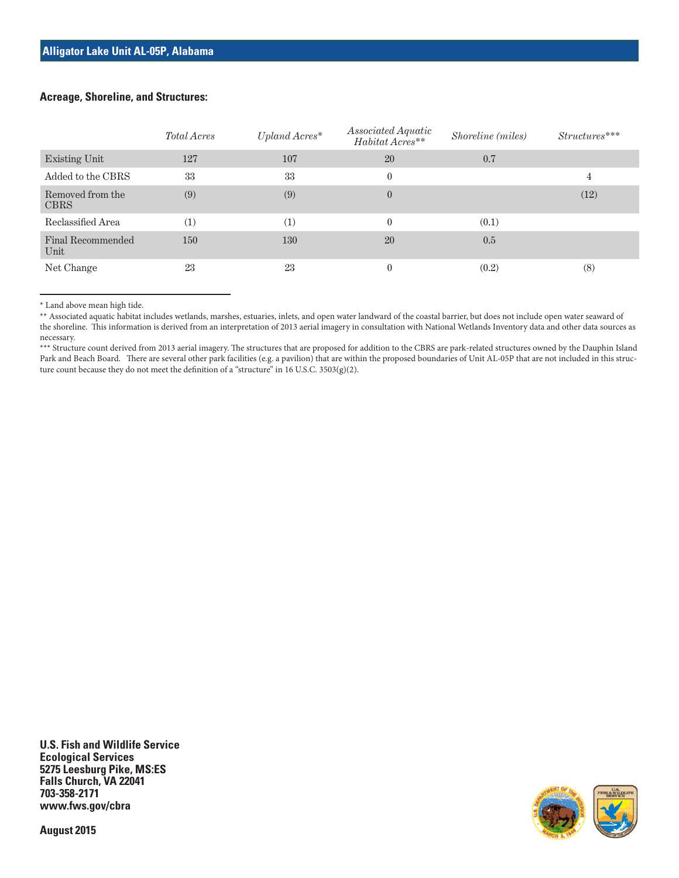## Alligator Lake Unit AL-05P, Alabama

### Acreage, Shoreline, and Structures:

| | *Total Acres* | *Upland Acres** | *Associated Aquatic Habitat Acres*** | *Shoreline (miles)* | *Structures**** |
|---|---|---|---|---|---|
| Existing Unit | 127 | 107 | 20 | 0.7 | |
| Added to the CBRS | 33 | 33 | 0 | | 4 |
| Removed from the CBRS | (9) | (9) | 0 | | (12) |
| Reclassified Area | (1) | (1) | 0 | (0.1) | |
| Final Recommended Unit | 150 | 130 | 20 | 0.5 | |
| Net Change | 23 | 23 | 0 | (0.2) | (8) |

\* Land above mean high tide.

** Associated aquatic habitat includes wetlands, marshes, estuaries, inlets, and open water landward of the coastal barrier, but does not include open water seaward of the shoreline. This information is derived from an interpretation of 2013 aerial imagery in consultation with National Wetlands Inventory data and other data sources as necessary.

*** Structure count derived from 2013 aerial imagery. The structures that are proposed for addition to the CBRS are park-related structures owned by the Dauphin Island Park and Beach Board. There are several other park facilities (e.g. a pavilion) that are within the proposed boundaries of Unit AL-05P that are not included in this structure count because they do not meet the definition of a "structure" in 16 U.S.C. 3503(g)(2).

**U.S. Fish and Wildlife Service**
**Ecological Services**
**5275 Leesburg Pike, MS:ES**
**Falls Church, VA 22041**
**703-358-2171**
**www.fws.gov/cbra**

**August 2015**